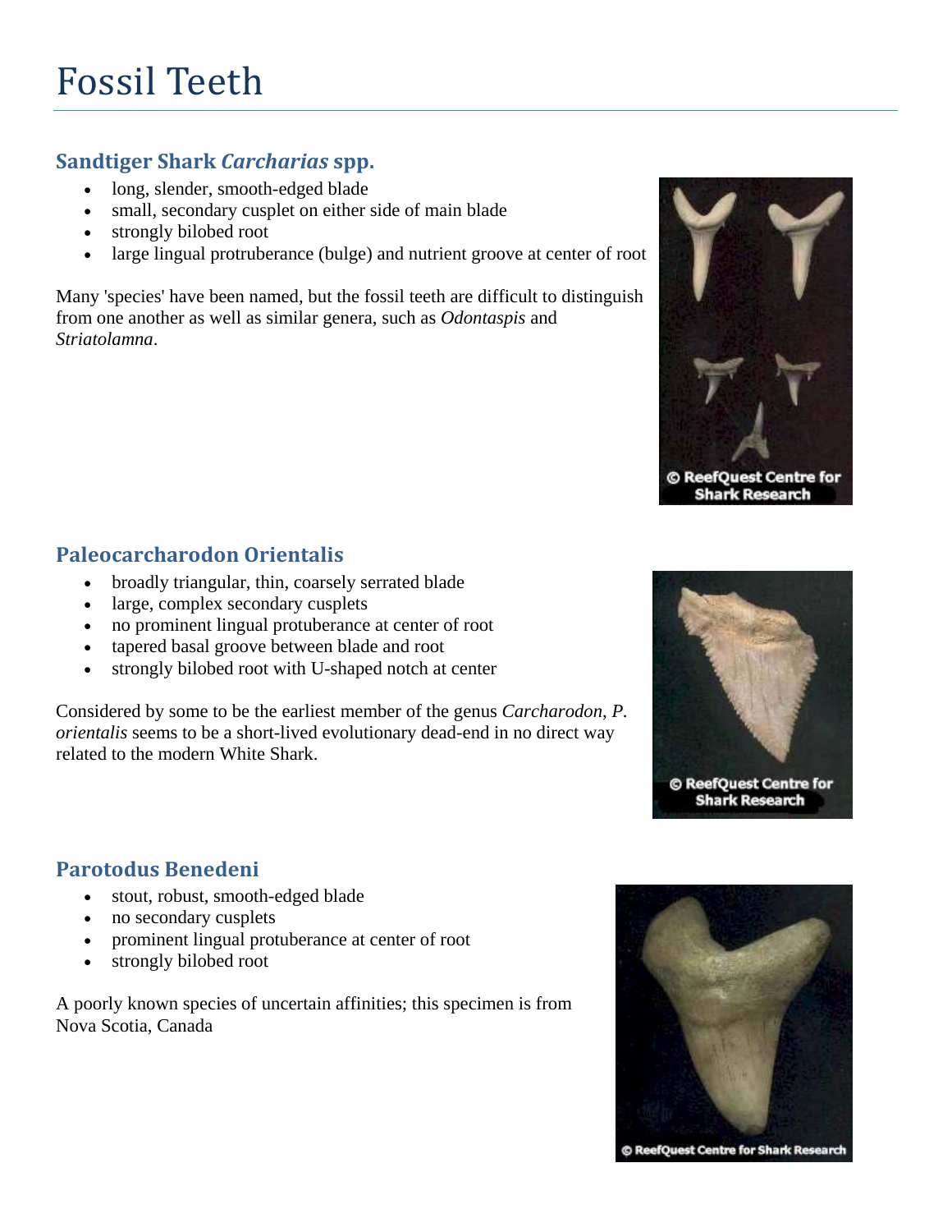# Fossil Teeth

## Sandtiger Shark *Carcharias* spp.

- long, slender, smooth-edged blade
- small, secondary cusplet on either side of main blade
- strongly bilobed root
- large lingual protruberance (bulge) and nutrient groove at center of root

Many 'species' have been named, but the fossil teeth are difficult to distinguish from one another as well as similar genera, such as *Odontaspis* and *Striatolamna*.

## Paleocarcharodon Orientalis

- broadly triangular, thin, coarsely serrated blade
- large, complex secondary cusplets
- no prominent lingual protuberance at center of root
- tapered basal groove between blade and root
- strongly bilobed root with U-shaped notch at center

Considered by some to be the earliest member of the genus *Carcharodon*, *P. orientalis* seems to be a short-lived evolutionary dead-end in no direct way related to the modern White Shark.

## Parotodus Benedeni

- stout, robust, smooth-edged blade
- no secondary cusplets
- prominent lingual protuberance at center of root
- strongly bilobed root

A poorly known species of uncertain affinities; this specimen is from Nova Scotia, Canada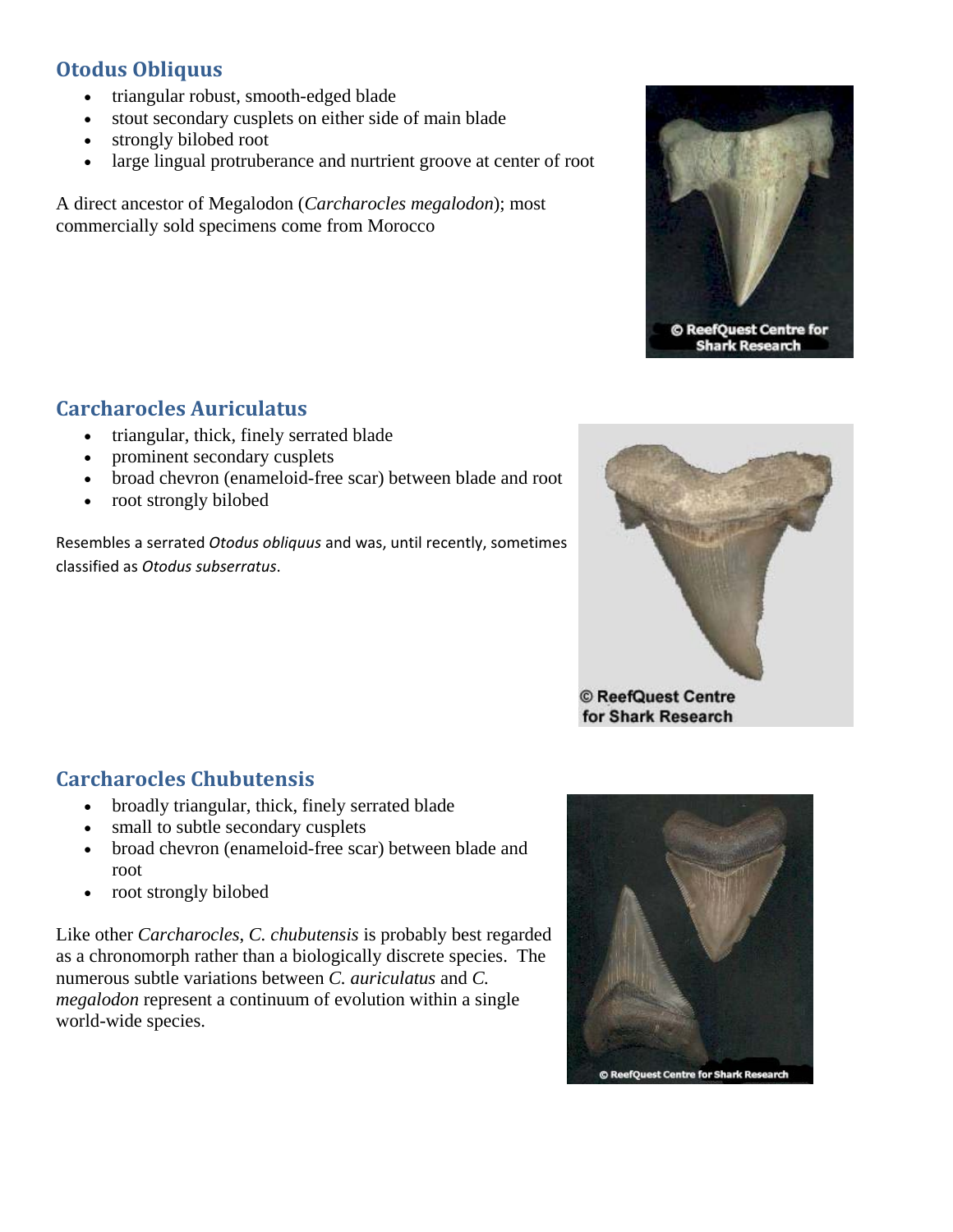## Otodus Obliquus

- triangular robust, smooth-edged blade
- stout secondary cusplets on either side of main blade
- strongly bilobed root
- large lingual protruberance and nurtrient groove at center of root

A direct ancestor of Megalodon (*Carcharocles megalodon*); most commercially sold specimens come from Morocco

## Carcharocles Auriculatus

- triangular, thick, finely serrated blade
- prominent secondary cusplets
- broad chevron (enameloid-free scar) between blade and root
- root strongly bilobed

Resembles a serrated *Otodus obliquus* and was, until recently, sometimes classified as *Otodus subserratus*.

## Carcharocles Chubutensis

- broadly triangular, thick, finely serrated blade
- small to subtle secondary cusplets
- broad chevron (enameloid-free scar) between blade and root
- root strongly bilobed

Like other *Carcharocles, C. chubutensis* is probably best regarded as a chronomorph rather than a biologically discrete species. The numerous subtle variations between *C. auriculatus* and *C. megalodon* represent a continuum of evolution within a single world-wide species.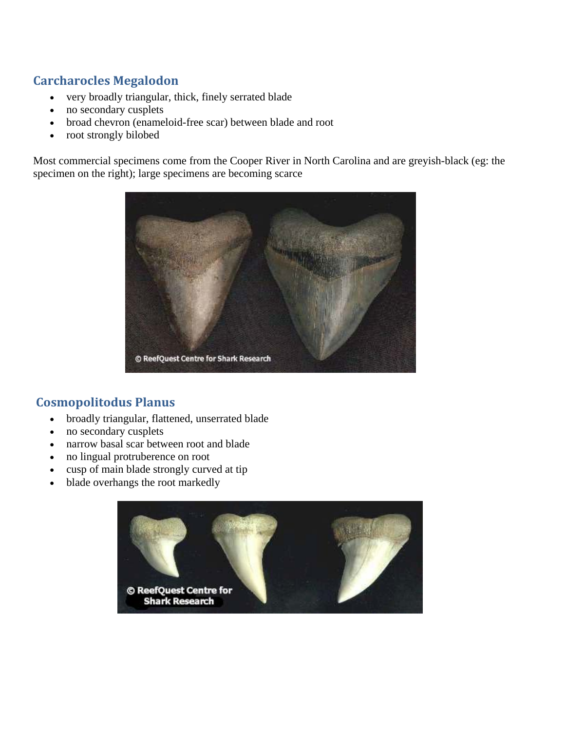## Carcharocles Megalodon

- very broadly triangular, thick, finely serrated blade
- no secondary cusplets
- broad chevron (enameloid-free scar) between blade and root
- root strongly bilobed

Most commercial specimens come from the Cooper River in North Carolina and are greyish-black (eg: the specimen on the right); large specimens are becoming scarce

## Cosmopolitodus Planus

- broadly triangular, flattened, unserrated blade
- no secondary cusplets
- narrow basal scar between root and blade
- no lingual protruberence on root
- cusp of main blade strongly curved at tip
- blade overhangs the root markedly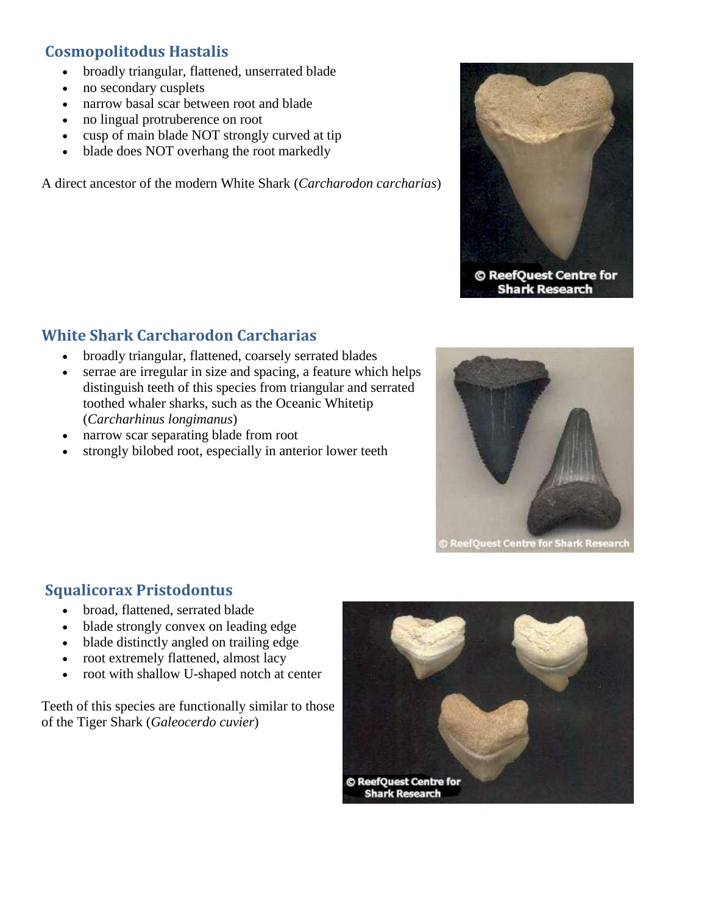## Cosmopolitodus Hastalis

- broadly triangular, flattened, unserrated blade
- no secondary cusplets
- narrow basal scar between root and blade
- no lingual protruberence on root
- cusp of main blade NOT strongly curved at tip
- blade does NOT overhang the root markedly

A direct ancestor of the modern White Shark (*Carcharodon carcharias*)

## White Shark Carcharodon Carcharias

- broadly triangular, flattened, coarsely serrated blades
- serrae are irregular in size and spacing, a feature which helps distinguish teeth of this species from triangular and serrated toothed whaler sharks, such as the Oceanic Whitetip (*Carcharhinus longimanus*)
- narrow scar separating blade from root
- strongly bilobed root, especially in anterior lower teeth

## Squalicorax Pristodontus

- broad, flattened, serrated blade
- blade strongly convex on leading edge
- blade distinctly angled on trailing edge
- root extremely flattened, almost lacy
- root with shallow U-shaped notch at center

Teeth of this species are functionally similar to those of the Tiger Shark (*Galeocerdo cuvier*)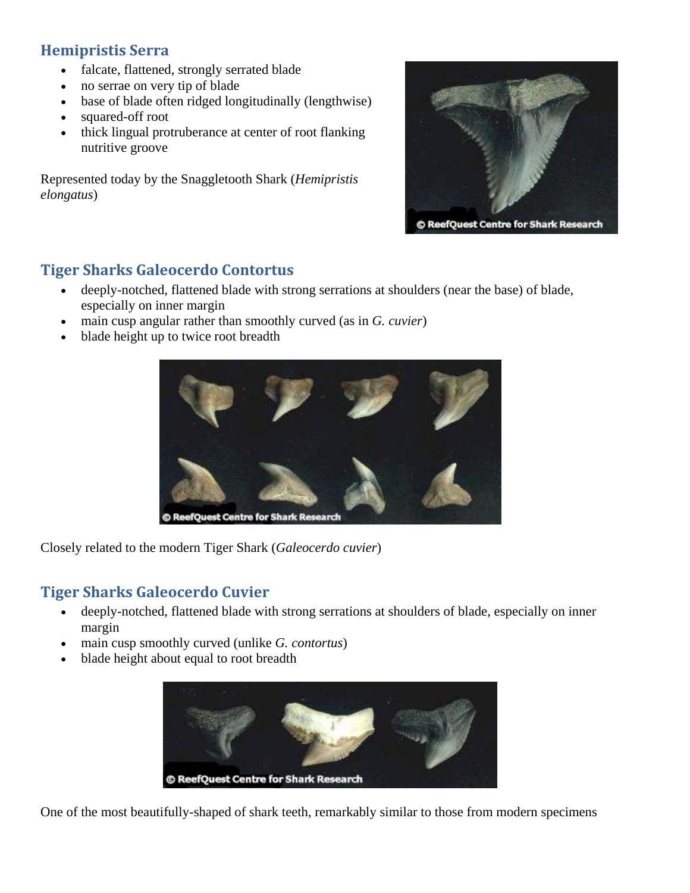## Hemipristis Serra

- falcate, flattened, strongly serrated blade
- no serrae on very tip of blade
- base of blade often ridged longitudinally (lengthwise)
- squared-off root
- thick lingual protruberance at center of root flanking nutritive groove

Represented today by the Snaggletooth Shark (*Hemipristis elongatus*)

## Tiger Sharks Galeocerdo Contortus

- deeply-notched, flattened blade with strong serrations at shoulders (near the base) of blade, especially on inner margin
- main cusp angular rather than smoothly curved (as in *G. cuvier*)
- blade height up to twice root breadth

Closely related to the modern Tiger Shark (*Galeocerdo cuvier*)

## Tiger Sharks Galeocerdo Cuvier

- deeply-notched, flattened blade with strong serrations at shoulders of blade, especially on inner margin
- main cusp smoothly curved (unlike *G. contortus*)
- blade height about equal to root breadth

One of the most beautifully-shaped of shark teeth, remarkably similar to those from modern specimens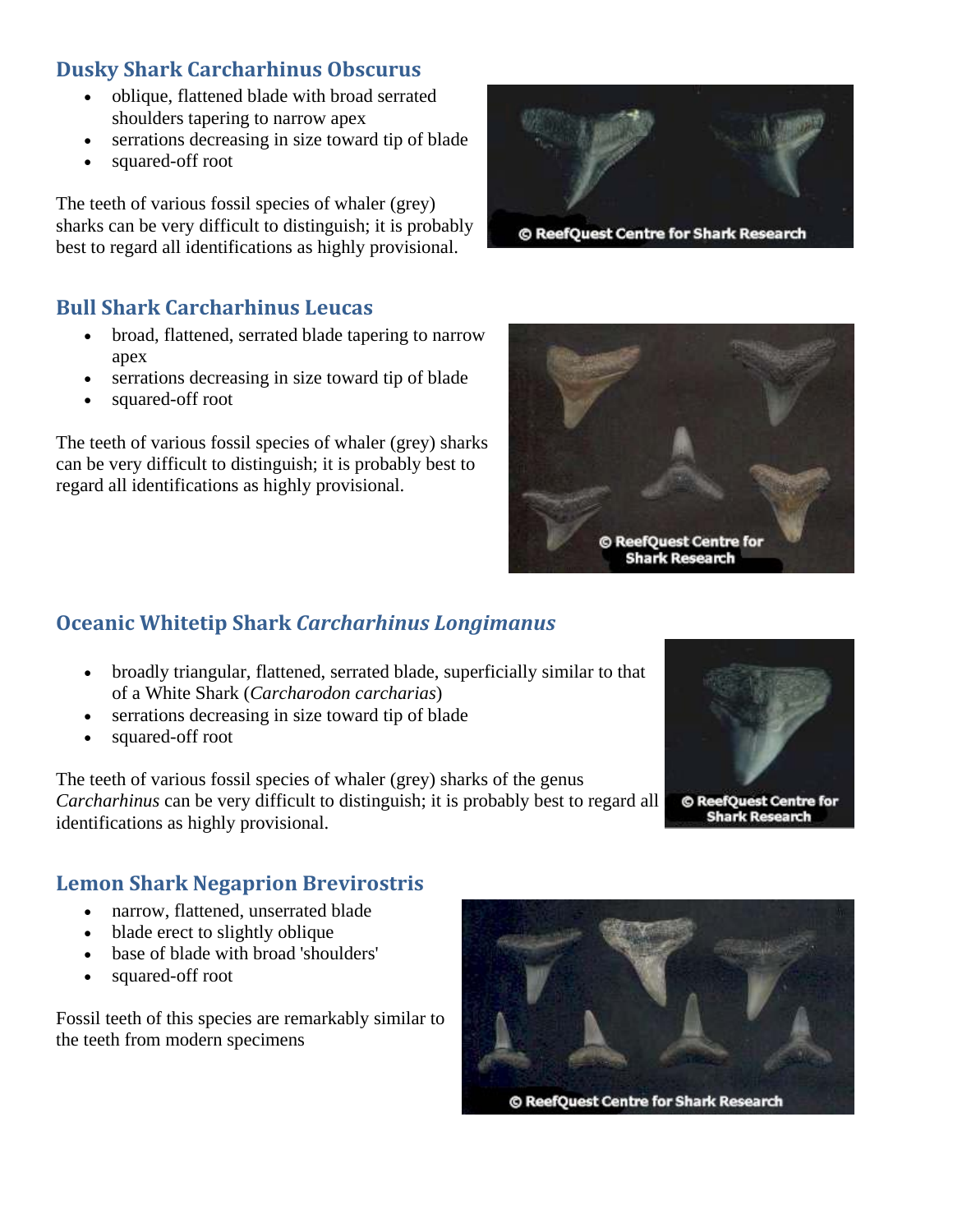## Dusky Shark Carcharhinus Obscurus

- oblique, flattened blade with broad serrated shoulders tapering to narrow apex
- serrations decreasing in size toward tip of blade
- squared-off root

The teeth of various fossil species of whaler (grey) sharks can be very difficult to distinguish; it is probably best to regard all identifications as highly provisional.

## Bull Shark Carcharhinus Leucas

- broad, flattened, serrated blade tapering to narrow apex
- serrations decreasing in size toward tip of blade
- squared-off root

The teeth of various fossil species of whaler (grey) sharks can be very difficult to distinguish; it is probably best to regard all identifications as highly provisional.

## Oceanic Whitetip Shark *Carcharhinus Longimanus*

- broadly triangular, flattened, serrated blade, superficially similar to that of a White Shark (*Carcharodon carcharias*)
- serrations decreasing in size toward tip of blade
- squared-off root

The teeth of various fossil species of whaler (grey) sharks of the genus *Carcharhinus* can be very difficult to distinguish; it is probably best to regard all identifications as highly provisional.

## Lemon Shark Negaprion Brevirostris

- narrow, flattened, unserrated blade
- blade erect to slightly oblique
- base of blade with broad 'shoulders'
- squared-off root

Fossil teeth of this species are remarkably similar to the teeth from modern specimens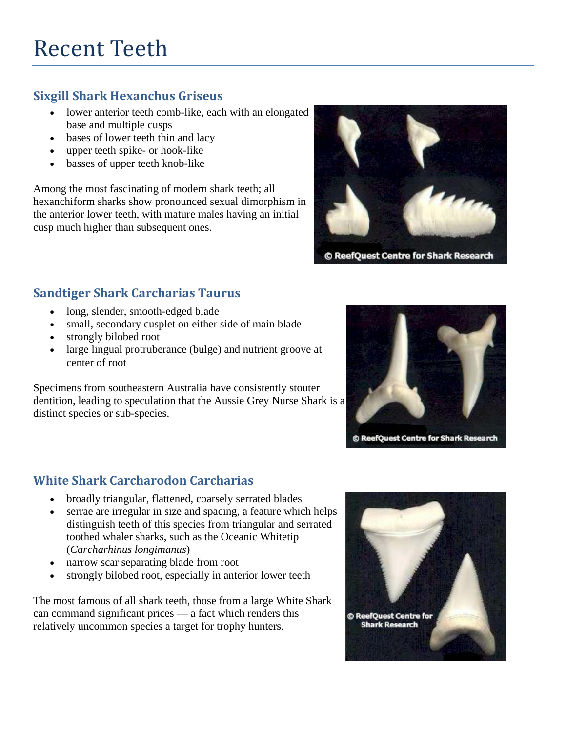# Recent Teeth

## Sixgill Shark Hexanchus Griseus

- lower anterior teeth comb-like, each with an elongated base and multiple cusps
- bases of lower teeth thin and lacy
- upper teeth spike- or hook-like
- basses of upper teeth knob-like

Among the most fascinating of modern shark teeth; all hexanchiform sharks show pronounced sexual dimorphism in the anterior lower teeth, with mature males having an initial cusp much higher than subsequent ones.

© ReefQuest Centre for Shark Research

## Sandtiger Shark Carcharias Taurus

- long, slender, smooth-edged blade
- small, secondary cusplet on either side of main blade
- strongly bilobed root
- large lingual protruberance (bulge) and nutrient groove at center of root

Specimens from southeastern Australia have consistently stouter dentition, leading to speculation that the Aussie Grey Nurse Shark is a distinct species or sub-species.

© ReefQuest Centre for Shark Research

## White Shark Carcharodon Carcharias

- broadly triangular, flattened, coarsely serrated blades
- serrae are irregular in size and spacing, a feature which helps distinguish teeth of this species from triangular and serrated toothed whaler sharks, such as the Oceanic Whitetip (*Carcharhinus longimanus*)
- narrow scar separating blade from root
- strongly bilobed root, especially in anterior lower teeth

The most famous of all shark teeth, those from a large White Shark can command significant prices — a fact which renders this relatively uncommon species a target for trophy hunters.

© ReefQuest Centre for Shark Research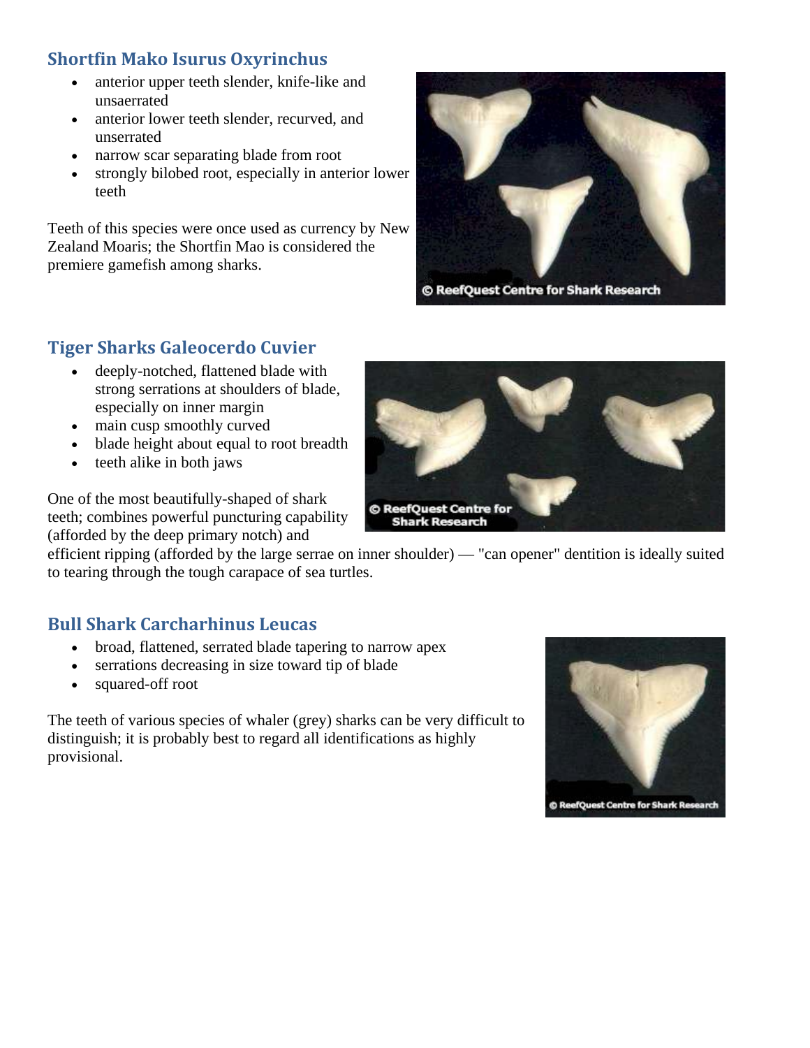## Shortfin Mako Isurus Oxyrinchus

- anterior upper teeth slender, knife-like and unsaerrated
- anterior lower teeth slender, recurved, and unserrated
- narrow scar separating blade from root
- strongly bilobed root, especially in anterior lower teeth

Teeth of this species were once used as currency by New Zealand Moaris; the Shortfin Mao is considered the premiere gamefish among sharks.

## Tiger Sharks Galeocerdo Cuvier

- deeply-notched, flattened blade with strong serrations at shoulders of blade, especially on inner margin
- main cusp smoothly curved
- blade height about equal to root breadth
- teeth alike in both jaws

One of the most beautifully-shaped of shark teeth; combines powerful puncturing capability (afforded by the deep primary notch) and efficient ripping (afforded by the large serrae on inner shoulder) — "can opener" dentition is ideally suited to tearing through the tough carapace of sea turtles.

## Bull Shark Carcharhinus Leucas

- broad, flattened, serrated blade tapering to narrow apex
- serrations decreasing in size toward tip of blade
- squared-off root

The teeth of various species of whaler (grey) sharks can be very difficult to distinguish; it is probably best to regard all identifications as highly provisional.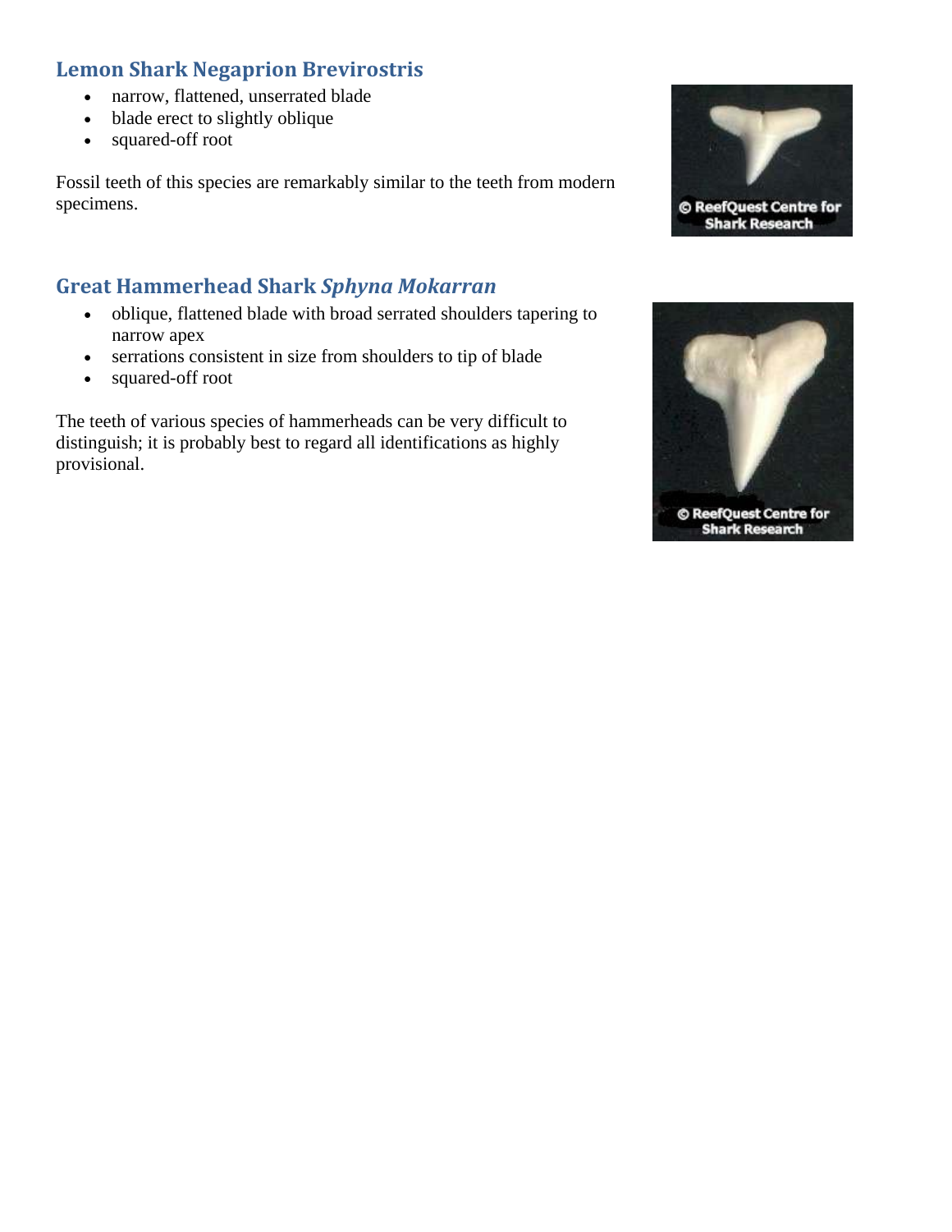## Lemon Shark Negaprion Brevirostris

- narrow, flattened, unserrated blade
- blade erect to slightly oblique
- squared-off root

Fossil teeth of this species are remarkably similar to the teeth from modern specimens.

## Great Hammerhead Shark *Sphyna Mokarran*

- oblique, flattened blade with broad serrated shoulders tapering to narrow apex
- serrations consistent in size from shoulders to tip of blade
- squared-off root

The teeth of various species of hammerheads can be very difficult to distinguish; it is probably best to regard all identifications as highly provisional.